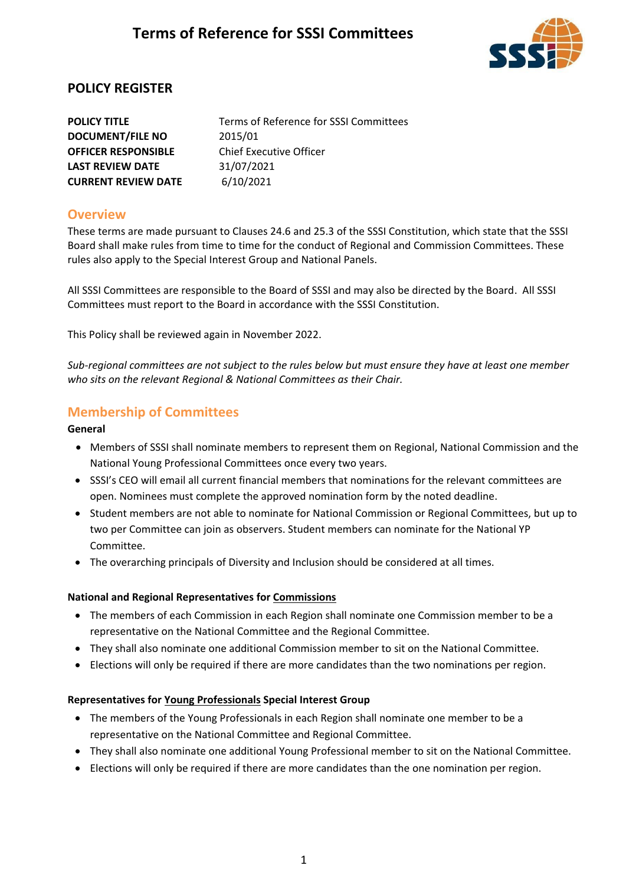# Terms of Reference for SSSI Committees

## POLICY REGISTER

| | |
|---|---|
| **POLICY TITLE** | Terms of Reference for SSSI Committees |
| **DOCUMENT/FILE NO** | 2015/01 |
| **OFFICER RESPONSIBLE** | Chief Executive Officer |
| **LAST REVIEW DATE** | 31/07/2021 |
| **CURRENT REVIEW DATE** | 6/10/2021 |

## Overview

These terms are made pursuant to Clauses 24.6 and 25.3 of the SSSI Constitution, which state that the SSSI Board shall make rules from time to time for the conduct of Regional and Commission Committees. These rules also apply to the Special Interest Group and National Panels.

All SSSI Committees are responsible to the Board of SSSI and may also be directed by the Board. All SSSI Committees must report to the Board in accordance with the SSSI Constitution.

This Policy shall be reviewed again in November 2022.

*Sub-regional committees are not subject to the rules below but must ensure they have at least one member who sits on the relevant Regional & National Committees as their Chair.*

## Membership of Committees

**General**

- Members of SSSI shall nominate members to represent them on Regional, National Commission and the National Young Professional Committees once every two years.
- SSSI's CEO will email all current financial members that nominations for the relevant committees are open. Nominees must complete the approved nomination form by the noted deadline.
- Student members are not able to nominate for National Commission or Regional Committees, but up to two per Committee can join as observers. Student members can nominate for the National YP Committee.
- The overarching principals of Diversity and Inclusion should be considered at all times.

**National and Regional Representatives for Commissions**

- The members of each Commission in each Region shall nominate one Commission member to be a representative on the National Committee and the Regional Committee.
- They shall also nominate one additional Commission member to sit on the National Committee.
- Elections will only be required if there are more candidates than the two nominations per region.

**Representatives for Young Professionals Special Interest Group**

- The members of the Young Professionals in each Region shall nominate one member to be a representative on the National Committee and Regional Committee.
- They shall also nominate one additional Young Professional member to sit on the National Committee.
- Elections will only be required if there are more candidates than the one nomination per region.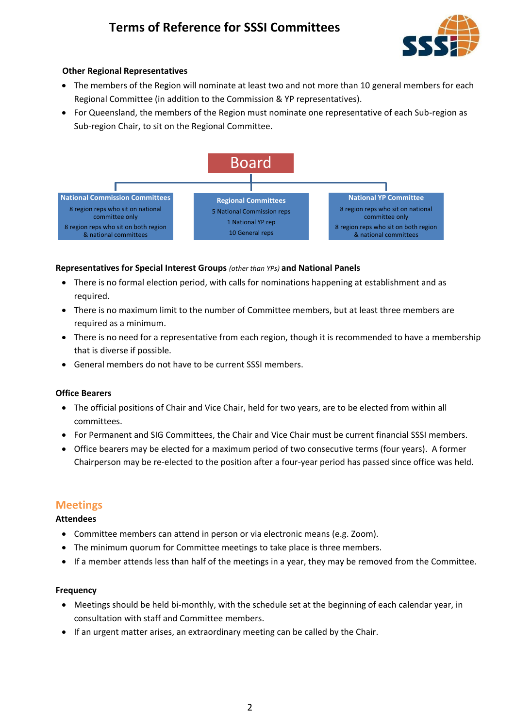**Other Regional Representatives**

- The members of the Region will nominate at least two and not more than 10 general members for each Regional Committee (in addition to the Commission & YP representatives).
- For Queensland, the members of the Region must nominate one representative of each Sub-region as Sub-region Chair, to sit on the Regional Committee.

Board

**National Commission Committees**
8 region reps who sit on national committee only
8 region reps who sit on both region & national committees

**Regional Committees**
5 National Commission reps
1 National YP rep
10 General reps

**National YP Committee**
8 region reps who sit on national committee only
8 region reps who sit on both region & national committees

**Representatives for Special Interest Groups** *(other than YPs)* **and National Panels**

- There is no formal election period, with calls for nominations happening at establishment and as required.
- There is no maximum limit to the number of Committee members, but at least three members are required as a minimum.
- There is no need for a representative from each region, though it is recommended to have a membership that is diverse if possible.
- General members do not have to be current SSSI members.

**Office Bearers**

- The official positions of Chair and Vice Chair, held for two years, are to be elected from within all committees.
- For Permanent and SIG Committees, the Chair and Vice Chair must be current financial SSSI members.
- Office bearers may be elected for a maximum period of two consecutive terms (four years). A former Chairperson may be re-elected to the position after a four-year period has passed since office was held.

## Meetings

**Attendees**

- Committee members can attend in person or via electronic means (e.g. Zoom).
- The minimum quorum for Committee meetings to take place is three members.
- If a member attends less than half of the meetings in a year, they may be removed from the Committee.

**Frequency**

- Meetings should be held bi-monthly, with the schedule set at the beginning of each calendar year, in consultation with staff and Committee members.
- If an urgent matter arises, an extraordinary meeting can be called by the Chair.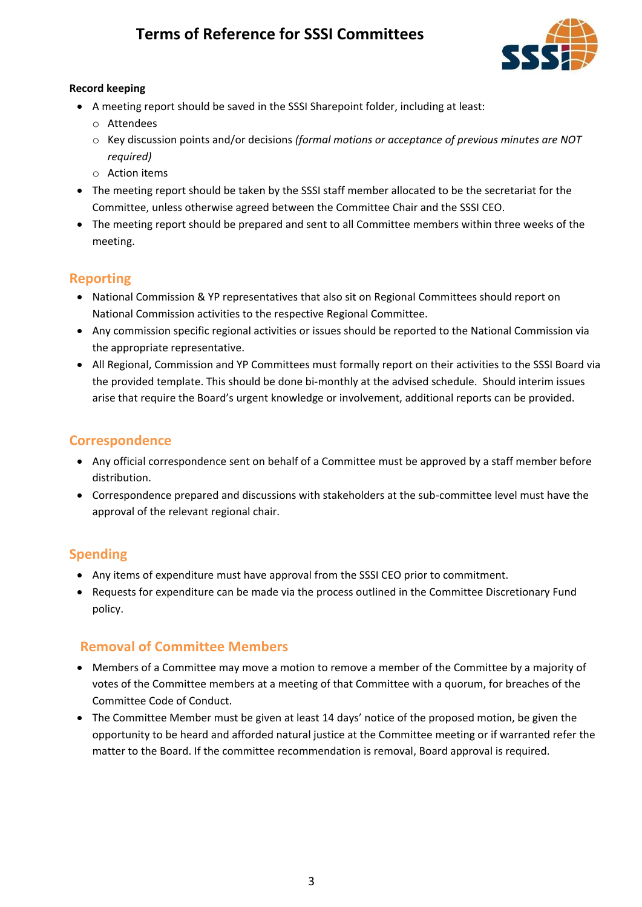**Record keeping**

- A meeting report should be saved in the SSSI Sharepoint folder, including at least:
  - Attendees
  - Key discussion points and/or decisions *(formal motions or acceptance of previous minutes are NOT required)*
  - Action items
- The meeting report should be taken by the SSSI staff member allocated to be the secretariat for the Committee, unless otherwise agreed between the Committee Chair and the SSSI CEO.
- The meeting report should be prepared and sent to all Committee members within three weeks of the meeting.

## Reporting

- National Commission & YP representatives that also sit on Regional Committees should report on National Commission activities to the respective Regional Committee.
- Any commission specific regional activities or issues should be reported to the National Commission via the appropriate representative.
- All Regional, Commission and YP Committees must formally report on their activities to the SSSI Board via the provided template. This should be done bi-monthly at the advised schedule. Should interim issues arise that require the Board's urgent knowledge or involvement, additional reports can be provided.

## Correspondence

- Any official correspondence sent on behalf of a Committee must be approved by a staff member before distribution.
- Correspondence prepared and discussions with stakeholders at the sub-committee level must have the approval of the relevant regional chair.

## Spending

- Any items of expenditure must have approval from the SSSI CEO prior to commitment.
- Requests for expenditure can be made via the process outlined in the Committee Discretionary Fund policy.

## Removal of Committee Members

- Members of a Committee may move a motion to remove a member of the Committee by a majority of votes of the Committee members at a meeting of that Committee with a quorum, for breaches of the Committee Code of Conduct.
- The Committee Member must be given at least 14 days' notice of the proposed motion, be given the opportunity to be heard and afforded natural justice at the Committee meeting or if warranted refer the matter to the Board. If the committee recommendation is removal, Board approval is required.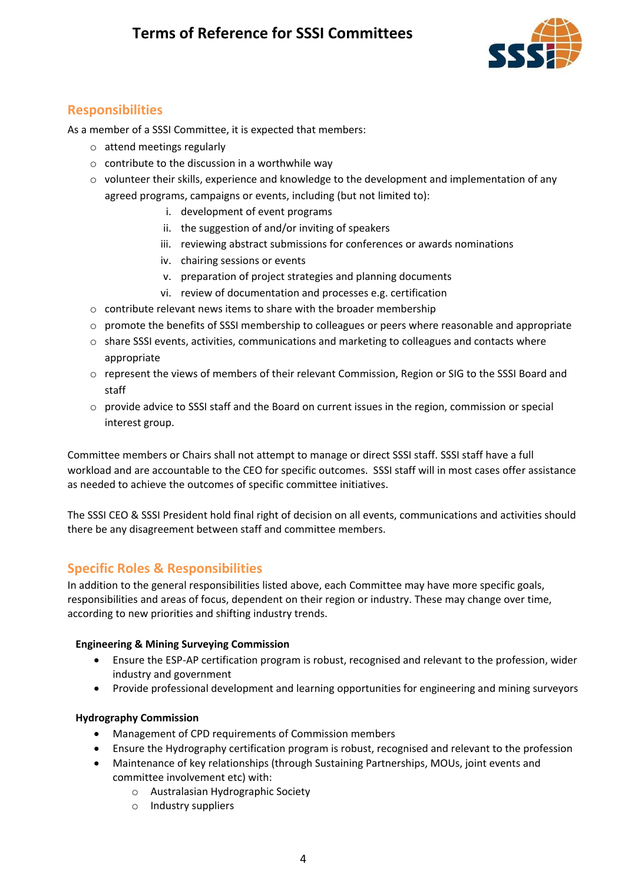## Responsibilities

As a member of a SSSI Committee, it is expected that members:

- attend meetings regularly
- contribute to the discussion in a worthwhile way
- volunteer their skills, experience and knowledge to the development and implementation of any agreed programs, campaigns or events, including (but not limited to):
    1. development of event programs
    2. the suggestion of and/or inviting of speakers
    3. reviewing abstract submissions for conferences or awards nominations
    4. chairing sessions or events
    5. preparation of project strategies and planning documents
    6. review of documentation and processes e.g. certification
- contribute relevant news items to share with the broader membership
- promote the benefits of SSSI membership to colleagues or peers where reasonable and appropriate
- share SSSI events, activities, communications and marketing to colleagues and contacts where appropriate
- represent the views of members of their relevant Commission, Region or SIG to the SSSI Board and staff
- provide advice to SSSI staff and the Board on current issues in the region, commission or special interest group.

Committee members or Chairs shall not attempt to manage or direct SSSI staff. SSSI staff have a full workload and are accountable to the CEO for specific outcomes. SSSI staff will in most cases offer assistance as needed to achieve the outcomes of specific committee initiatives.

The SSSI CEO & SSSI President hold final right of decision on all events, communications and activities should there be any disagreement between staff and committee members.

## Specific Roles & Responsibilities

In addition to the general responsibilities listed above, each Committee may have more specific goals, responsibilities and areas of focus, dependent on their region or industry. These may change over time, according to new priorities and shifting industry trends.

**Engineering & Mining Surveying Commission**

- Ensure the ESP-AP certification program is robust, recognised and relevant to the profession, wider industry and government
- Provide professional development and learning opportunities for engineering and mining surveyors

**Hydrography Commission**

- Management of CPD requirements of Commission members
- Ensure the Hydrography certification program is robust, recognised and relevant to the profession
- Maintenance of key relationships (through Sustaining Partnerships, MOUs, joint events and committee involvement etc) with:
    - Australasian Hydrographic Society
    - Industry suppliers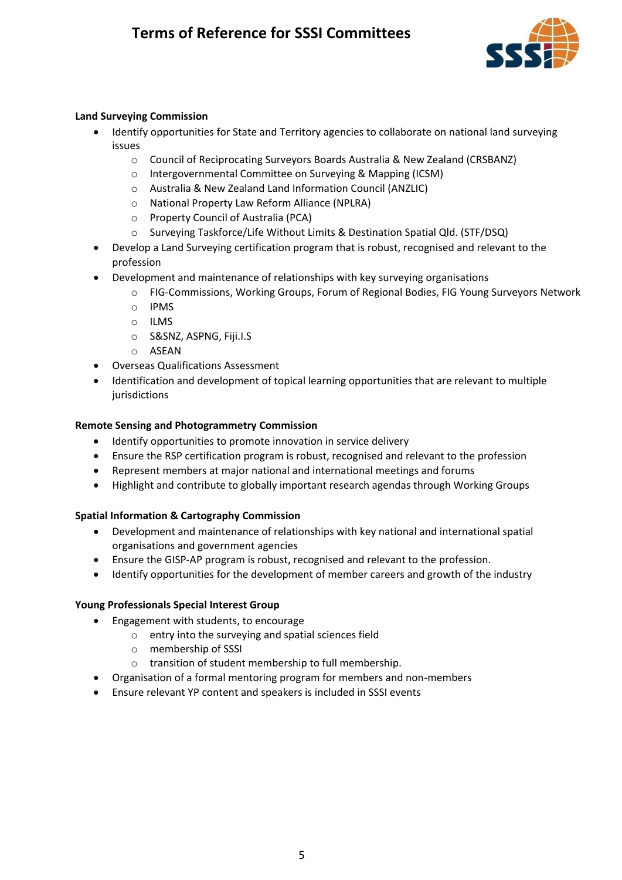**Land Surveying Commission**

- Identify opportunities for State and Territory agencies to collaborate on national land surveying issues
  - Council of Reciprocating Surveyors Boards Australia & New Zealand (CRSBANZ)
  - Intergovernmental Committee on Surveying & Mapping (ICSM)
  - Australia & New Zealand Land Information Council (ANZLIC)
  - National Property Law Reform Alliance (NPLRA)
  - Property Council of Australia (PCA)
  - Surveying Taskforce/Life Without Limits & Destination Spatial Qld. (STF/DSQ)
- Develop a Land Surveying certification program that is robust, recognised and relevant to the profession
- Development and maintenance of relationships with key surveying organisations
  - FIG-Commissions, Working Groups, Forum of Regional Bodies, FIG Young Surveyors Network
  - IPMS
  - ILMS
  - S&SNZ, ASPNG, Fiji.I.S
  - ASEAN
- Overseas Qualifications Assessment
- Identification and development of topical learning opportunities that are relevant to multiple jurisdictions

**Remote Sensing and Photogrammetry Commission**

- Identify opportunities to promote innovation in service delivery
- Ensure the RSP certification program is robust, recognised and relevant to the profession
- Represent members at major national and international meetings and forums
- Highlight and contribute to globally important research agendas through Working Groups

**Spatial Information & Cartography Commission**

- Development and maintenance of relationships with key national and international spatial organisations and government agencies
- Ensure the GISP-AP program is robust, recognised and relevant to the profession.
- Identify opportunities for the development of member careers and growth of the industry

**Young Professionals Special Interest Group**

- Engagement with students, to encourage
  - entry into the surveying and spatial sciences field
  - membership of SSSI
  - transition of student membership to full membership.
- Organisation of a formal mentoring program for members and non-members
- Ensure relevant YP content and speakers is included in SSSI events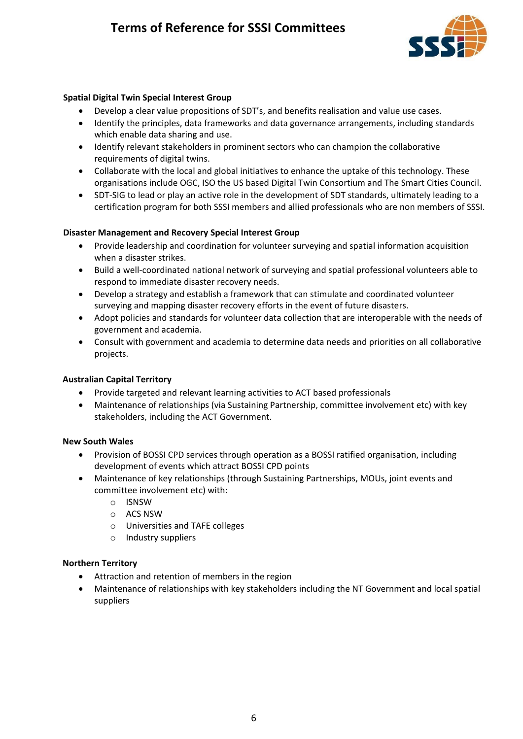**Spatial Digital Twin Special Interest Group**

- Develop a clear value propositions of SDT's, and benefits realisation and value use cases.
- Identify the principles, data frameworks and data governance arrangements, including standards which enable data sharing and use.
- Identify relevant stakeholders in prominent sectors who can champion the collaborative requirements of digital twins.
- Collaborate with the local and global initiatives to enhance the uptake of this technology. These organisations include OGC, ISO the US based Digital Twin Consortium and The Smart Cities Council.
- SDT-SIG to lead or play an active role in the development of SDT standards, ultimately leading to a certification program for both SSSI members and allied professionals who are non members of SSSI.

**Disaster Management and Recovery Special Interest Group**

- Provide leadership and coordination for volunteer surveying and spatial information acquisition when a disaster strikes.
- Build a well-coordinated national network of surveying and spatial professional volunteers able to respond to immediate disaster recovery needs.
- Develop a strategy and establish a framework that can stimulate and coordinated volunteer surveying and mapping disaster recovery efforts in the event of future disasters.
- Adopt policies and standards for volunteer data collection that are interoperable with the needs of government and academia.
- Consult with government and academia to determine data needs and priorities on all collaborative projects.

**Australian Capital Territory**

- Provide targeted and relevant learning activities to ACT based professionals
- Maintenance of relationships (via Sustaining Partnership, committee involvement etc) with key stakeholders, including the ACT Government.

**New South Wales**

- Provision of BOSSI CPD services through operation as a BOSSI ratified organisation, including development of events which attract BOSSI CPD points
- Maintenance of key relationships (through Sustaining Partnerships, MOUs, joint events and committee involvement etc) with:
  - ISNSW
  - ACS NSW
  - Universities and TAFE colleges
  - Industry suppliers

**Northern Territory**

- Attraction and retention of members in the region
- Maintenance of relationships with key stakeholders including the NT Government and local spatial suppliers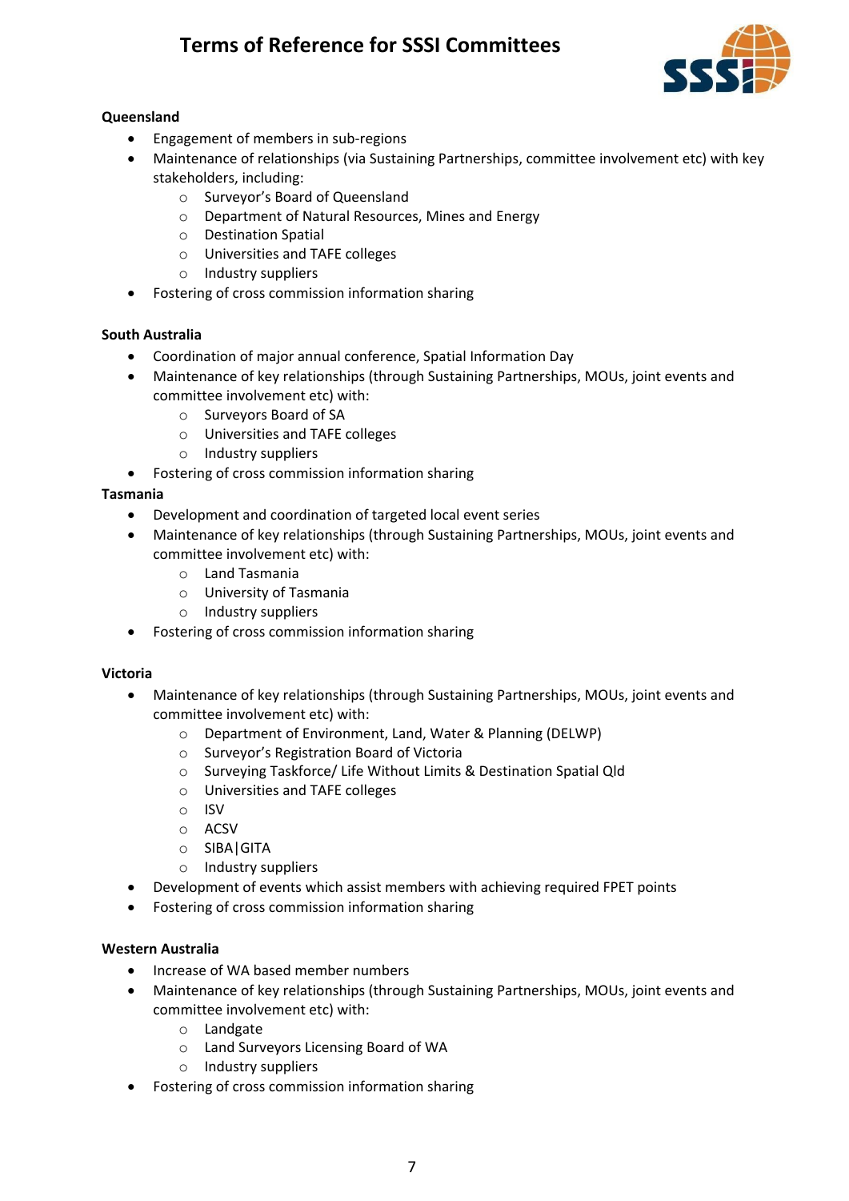**Queensland**

- Engagement of members in sub-regions
- Maintenance of relationships (via Sustaining Partnerships, committee involvement etc) with key stakeholders, including:
  - Surveyor's Board of Queensland
  - Department of Natural Resources, Mines and Energy
  - Destination Spatial
  - Universities and TAFE colleges
  - Industry suppliers
- Fostering of cross commission information sharing

**South Australia**

- Coordination of major annual conference, Spatial Information Day
- Maintenance of key relationships (through Sustaining Partnerships, MOUs, joint events and committee involvement etc) with:
  - Surveyors Board of SA
  - Universities and TAFE colleges
  - Industry suppliers
- Fostering of cross commission information sharing

**Tasmania**

- Development and coordination of targeted local event series
- Maintenance of key relationships (through Sustaining Partnerships, MOUs, joint events and committee involvement etc) with:
  - Land Tasmania
  - University of Tasmania
  - Industry suppliers
- Fostering of cross commission information sharing

**Victoria**

- Maintenance of key relationships (through Sustaining Partnerships, MOUs, joint events and committee involvement etc) with:
  - Department of Environment, Land, Water & Planning (DELWP)
  - Surveyor's Registration Board of Victoria
  - Surveying Taskforce/ Life Without Limits & Destination Spatial Qld
  - Universities and TAFE colleges
  - ISV
  - ACSV
  - SIBA|GITA
  - Industry suppliers
- Development of events which assist members with achieving required FPET points
- Fostering of cross commission information sharing

**Western Australia**

- Increase of WA based member numbers
- Maintenance of key relationships (through Sustaining Partnerships, MOUs, joint events and committee involvement etc) with:
  - Landgate
  - Land Surveyors Licensing Board of WA
  - Industry suppliers
- Fostering of cross commission information sharing